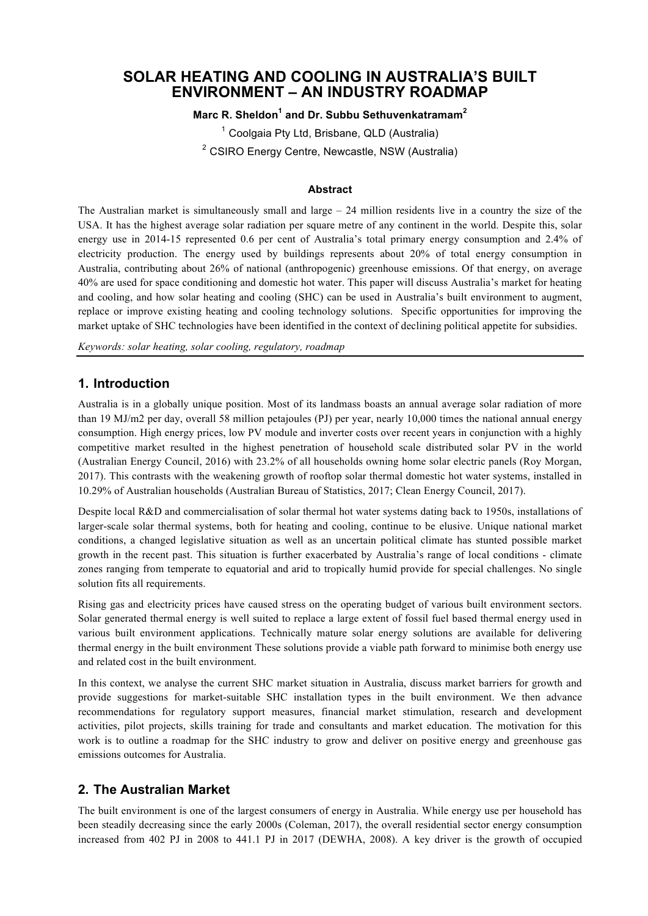# SOLAR HEATING AND COOLING IN AUSTRALIA'S BUILT ENVIRONMENT – AN INDUSTRY ROADMAP

**Marc R. Sheldon[1] and Dr. Subbu Sethuvenkatramam[2]**

[1] Coolgaia Pty Ltd, Brisbane, QLD (Australia)

[2] CSIRO Energy Centre, Newcastle, NSW (Australia)

### Abstract

The Australian market is simultaneously small and large – 24 million residents live in a country the size of the USA. It has the highest average solar radiation per square metre of any continent in the world. Despite this, solar energy use in 2014-15 represented 0.6 per cent of Australia's total primary energy consumption and 2.4% of electricity production. The energy used by buildings represents about 20% of total energy consumption in Australia, contributing about 26% of national (anthropogenic) greenhouse emissions. Of that energy, on average 40% are used for space conditioning and domestic hot water. This paper will discuss Australia's market for heating and cooling, and how solar heating and cooling (SHC) can be used in Australia's built environment to augment, replace or improve existing heating and cooling technology solutions. Specific opportunities for improving the market uptake of SHC technologies have been identified in the context of declining political appetite for subsidies.

*Keywords: solar heating, solar cooling, regulatory, roadmap*

## 1. Introduction

Australia is in a globally unique position. Most of its landmass boasts an annual average solar radiation of more than 19 MJ/m2 per day, overall 58 million petajoules (PJ) per year, nearly 10,000 times the national annual energy consumption. High energy prices, low PV module and inverter costs over recent years in conjunction with a highly competitive market resulted in the highest penetration of household scale distributed solar PV in the world (Australian Energy Council, 2016) with 23.2% of all households owning home solar electric panels (Roy Morgan, 2017). This contrasts with the weakening growth of rooftop solar thermal domestic hot water systems, installed in 10.29% of Australian households (Australian Bureau of Statistics, 2017; Clean Energy Council, 2017).

Despite local R&D and commercialisation of solar thermal hot water systems dating back to 1950s, installations of larger-scale solar thermal systems, both for heating and cooling, continue to be elusive. Unique national market conditions, a changed legislative situation as well as an uncertain political climate has stunted possible market growth in the recent past. This situation is further exacerbated by Australia's range of local conditions - climate zones ranging from temperate to equatorial and arid to tropically humid provide for special challenges. No single solution fits all requirements.

Rising gas and electricity prices have caused stress on the operating budget of various built environment sectors. Solar generated thermal energy is well suited to replace a large extent of fossil fuel based thermal energy used in various built environment applications. Technically mature solar energy solutions are available for delivering thermal energy in the built environment These solutions provide a viable path forward to minimise both energy use and related cost in the built environment.

In this context, we analyse the current SHC market situation in Australia, discuss market barriers for growth and provide suggestions for market-suitable SHC installation types in the built environment. We then advance recommendations for regulatory support measures, financial market stimulation, research and development activities, pilot projects, skills training for trade and consultants and market education. The motivation for this work is to outline a roadmap for the SHC industry to grow and deliver on positive energy and greenhouse gas emissions outcomes for Australia.

## 2. The Australian Market

The built environment is one of the largest consumers of energy in Australia. While energy use per household has been steadily decreasing since the early 2000s (Coleman, 2017), the overall residential sector energy consumption increased from 402 PJ in 2008 to 441.1 PJ in 2017 (DEWHA, 2008). A key driver is the growth of occupied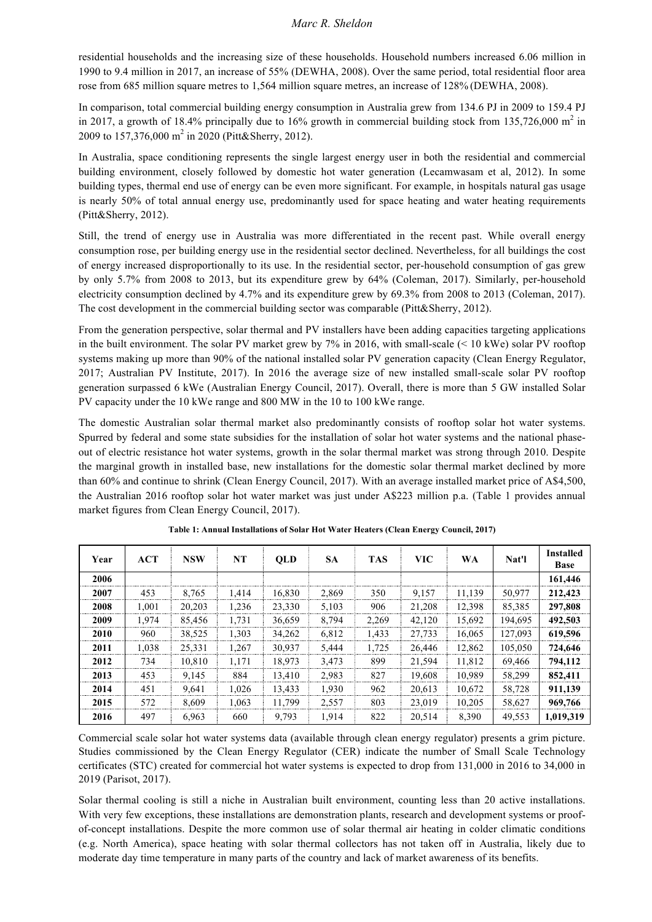residential households and the increasing size of these households. Household numbers increased 6.06 million in 1990 to 9.4 million in 2017, an increase of 55% (DEWHA, 2008). Over the same period, total residential floor area rose from 685 million square metres to 1,564 million square metres, an increase of 128% (DEWHA, 2008).

In comparison, total commercial building energy consumption in Australia grew from 134.6 PJ in 2009 to 159.4 PJ in 2017, a growth of 18.4% principally due to 16% growth in commercial building stock from 135,726,000 $m^2$ in 2009 to 157,376,000 $m^2$ in 2020 (Pitt&Sherry, 2012).

In Australia, space conditioning represents the single largest energy user in both the residential and commercial building environment, closely followed by domestic hot water generation (Lecamwasam et al, 2012). In some building types, thermal end use of energy can be even more significant. For example, in hospitals natural gas usage is nearly 50% of total annual energy use, predominantly used for space heating and water heating requirements (Pitt&Sherry, 2012).

Still, the trend of energy use in Australia was more differentiated in the recent past. While overall energy consumption rose, per building energy use in the residential sector declined. Nevertheless, for all buildings the cost of energy increased disproportionally to its use. In the residential sector, per-household consumption of gas grew by only 5.7% from 2008 to 2013, but its expenditure grew by 64% (Coleman, 2017). Similarly, per-household electricity consumption declined by 4.7% and its expenditure grew by 69.3% from 2008 to 2013 (Coleman, 2017). The cost development in the commercial building sector was comparable (Pitt&Sherry, 2012).

From the generation perspective, solar thermal and PV installers have been adding capacities targeting applications in the built environment. The solar PV market grew by 7% in 2016, with small-scale (< 10 kWe) solar PV rooftop systems making up more than 90% of the national installed solar PV generation capacity (Clean Energy Regulator, 2017; Australian PV Institute, 2017). In 2016 the average size of new installed small-scale solar PV rooftop generation surpassed 6 kWe (Australian Energy Council, 2017). Overall, there is more than 5 GW installed Solar PV capacity under the 10 kWe range and 800 MW in the 10 to 100 kWe range.

The domestic Australian solar thermal market also predominantly consists of rooftop solar hot water systems. Spurred by federal and some state subsidies for the installation of solar hot water systems and the national phase-out of electric resistance hot water systems, growth in the solar thermal market was strong through 2010. Despite the marginal growth in installed base, new installations for the domestic solar thermal market declined by more than 60% and continue to shrink (Clean Energy Council, 2017). With an average installed market price of A$4,500, the Australian 2016 rooftop solar hot water market was just under A$223 million p.a. (Table 1 provides annual market figures from Clean Energy Council, 2017).

**Table 1: Annual Installations of Solar Hot Water Heaters (Clean Energy Council, 2017)**

| Year | ACT | NSW | NT | QLD | SA | TAS | VIC | WA | Nat'l | Installed Base |
|---|---|---|---|---|---|---|---|---|---|---|
| **2006** | | | | | | | | | | **161,446** |
| **2007** | 453 | 8,765 | 1,414 | 16,830 | 2,869 | 350 | 9,157 | 11,139 | 50,977 | **212,423** |
| **2008** | 1,001 | 20,203 | 1,236 | 23,330 | 5,103 | 906 | 21,208 | 12,398 | 85,385 | **297,808** |
| **2009** | 1,974 | 85,456 | 1,731 | 36,659 | 8,794 | 2,269 | 42,120 | 15,692 | 194,695 | **492,503** |
| **2010** | 960 | 38,525 | 1,303 | 34,262 | 6,812 | 1,433 | 27,733 | 16,065 | 127,093 | **619,596** |
| **2011** | 1,038 | 25,331 | 1,267 | 30,937 | 5,444 | 1,725 | 26,446 | 12,862 | 105,050 | **724,646** |
| **2012** | 734 | 10,810 | 1,171 | 18,973 | 3,473 | 899 | 21,594 | 11,812 | 69,466 | **794,112** |
| **2013** | 453 | 9,145 | 884 | 13,410 | 2,983 | 827 | 19,608 | 10,989 | 58,299 | **852,411** |
| **2014** | 451 | 9,641 | 1,026 | 13,433 | 1,930 | 962 | 20,613 | 10,672 | 58,728 | **911,139** |
| **2015** | 572 | 8,609 | 1,063 | 11,799 | 2,557 | 803 | 23,019 | 10,205 | 58,627 | **969,766** |
| **2016** | 497 | 6,963 | 660 | 9,793 | 1,914 | 822 | 20,514 | 8,390 | 49,553 | **1,019,319** |

Commercial scale solar hot water systems data (available through clean energy regulator) presents a grim picture. Studies commissioned by the Clean Energy Regulator (CER) indicate the number of Small Scale Technology certificates (STC) created for commercial hot water systems is expected to drop from 131,000 in 2016 to 34,000 in 2019 (Parisot, 2017).

Solar thermal cooling is still a niche in Australian built environment, counting less than 20 active installations. With very few exceptions, these installations are demonstration plants, research and development systems or proof-of-concept installations. Despite the more common use of solar thermal air heating in colder climatic conditions (e.g. North America), space heating with solar thermal collectors has not taken off in Australia, likely due to moderate day time temperature in many parts of the country and lack of market awareness of its benefits.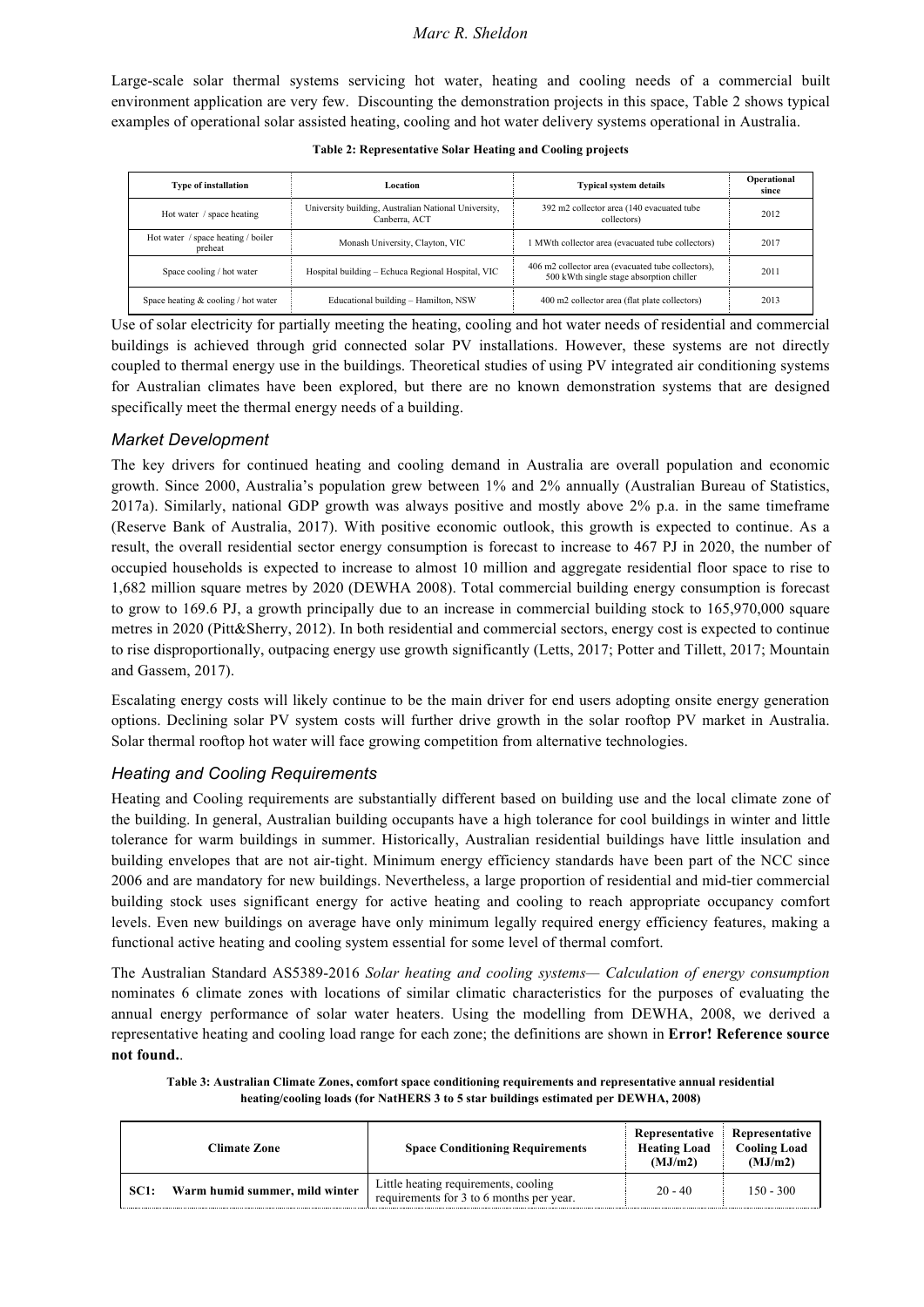Large-scale solar thermal systems servicing hot water, heating and cooling needs of a commercial built environment application are very few. Discounting the demonstration projects in this space, Table 2 shows typical examples of operational solar assisted heating, cooling and hot water delivery systems operational in Australia.

**Table 2: Representative Solar Heating and Cooling projects**

| Type of installation | Location | Typical system details | Operational since |
|---|---|---|---|
| Hot water / space heating | University building, Australian National University, Canberra, ACT | 392 m2 collector area (140 evacuated tube collectors) | 2012 |
| Hot water / space heating / boiler preheat | Monash University, Clayton, VIC | 1 MWth collector area (evacuated tube collectors) | 2017 |
| Space cooling / hot water | Hospital building – Echuca Regional Hospital, VIC | 406 m2 collector area (evacuated tube collectors), 500 kWth single stage absorption chiller | 2011 |
| Space heating & cooling / hot water | Educational building – Hamilton, NSW | 400 m2 collector area (flat plate collectors) | 2013 |

Use of solar electricity for partially meeting the heating, cooling and hot water needs of residential and commercial buildings is achieved through grid connected solar PV installations. However, these systems are not directly coupled to thermal energy use in the buildings. Theoretical studies of using PV integrated air conditioning systems for Australian climates have been explored, but there are no known demonstration systems that are designed specifically meet the thermal energy needs of a building.

### Market Development

The key drivers for continued heating and cooling demand in Australia are overall population and economic growth. Since 2000, Australia's population grew between 1% and 2% annually (Australian Bureau of Statistics, 2017a). Similarly, national GDP growth was always positive and mostly above 2% p.a. in the same timeframe (Reserve Bank of Australia, 2017). With positive economic outlook, this growth is expected to continue. As a result, the overall residential sector energy consumption is forecast to increase to 467 PJ in 2020, the number of occupied households is expected to increase to almost 10 million and aggregate residential floor space to rise to 1,682 million square metres by 2020 (DEWHA 2008). Total commercial building energy consumption is forecast to grow to 169.6 PJ, a growth principally due to an increase in commercial building stock to 165,970,000 square metres in 2020 (Pitt&Sherry, 2012). In both residential and commercial sectors, energy cost is expected to continue to rise disproportionally, outpacing energy use growth significantly (Letts, 2017; Potter and Tillett, 2017; Mountain and Gassem, 2017).

Escalating energy costs will likely continue to be the main driver for end users adopting onsite energy generation options. Declining solar PV system costs will further drive growth in the solar rooftop PV market in Australia. Solar thermal rooftop hot water will face growing competition from alternative technologies.

### Heating and Cooling Requirements

Heating and Cooling requirements are substantially different based on building use and the local climate zone of the building. In general, Australian building occupants have a high tolerance for cool buildings in winter and little tolerance for warm buildings in summer. Historically, Australian residential buildings have little insulation and building envelopes that are not air-tight. Minimum energy efficiency standards have been part of the NCC since 2006 and are mandatory for new buildings. Nevertheless, a large proportion of residential and mid-tier commercial building stock uses significant energy for active heating and cooling to reach appropriate occupancy comfort levels. Even new buildings on average have only minimum legally required energy efficiency features, making a functional active heating and cooling system essential for some level of thermal comfort.

The Australian Standard AS5389-2016 *Solar heating and cooling systems— Calculation of energy consumption* nominates 6 climate zones with locations of similar climatic characteristics for the purposes of evaluating the annual energy performance of solar water heaters. Using the modelling from DEWHA, 2008, we derived a representative heating and cooling load range for each zone; the definitions are shown in **Error! Reference source not found.**.

**Table 3: Australian Climate Zones, comfort space conditioning requirements and representative annual residential heating/cooling loads (for NatHERS 3 to 5 star buildings estimated per DEWHA, 2008)**

| Climate Zone | Space Conditioning Requirements | Representative Heating Load (MJ/m2) | Representative Cooling Load (MJ/m2) |
|---|---|---|---|
| **SC1: Warm humid summer, mild winter** | Little heating requirements, cooling requirements for 3 to 6 months per year. | 20 - 40 | 150 - 300 |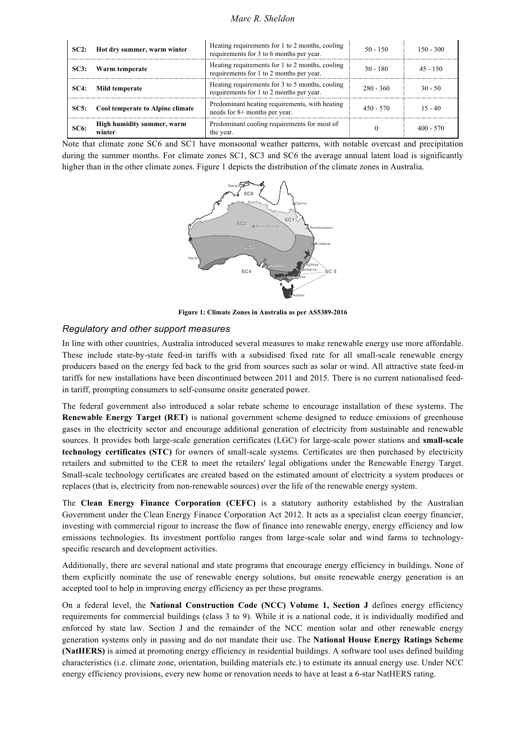| SC2: | Hot dry summer, warm winter | Heating requirements for 1 to 2 months, cooling requirements for 3 to 6 months per year. | 50 - 150 | 150 - 300 |
|---|---|---|---|---|
| SC3: | Warm temperate | Heating requirements for 1 to 2 months, cooling requirements for 1 to 2 months per year. | 50 - 180 | 45 - 150 |
| SC4: | Mild temperate | Heating requirements for 3 to 5 months, cooling requirements for 1 to 2 months per year. | 280 - 360 | 30 - 50 |
| SC5: | Cool temperate to Alpine climate | Predominant heating requirements, with heating needs for 8+ months per year. | 450 - 570 | 15 - 40 |
| SC6: | High humidity summer, warm winter | Predominant cooling requirements for most of the year. | 0 | 400 - 570 |

Note that climate zone SC6 and SC1 have monsoonal weather patterns, with notable overcast and precipitation during the summer months. For climate zones SC1, SC3 and SC6 the average annual latent load is significantly higher than in the other climate zones. Figure 1 depicts the distribution of the climate zones in Australia.

**Figure 1: Climate Zones in Australia as per AS5389-2016**

### *Regulatory and other support measures*

In line with other countries, Australia introduced several measures to make renewable energy use more affordable. These include state-by-state feed-in tariffs with a subsidised fixed rate for all small-scale renewable energy producers based on the energy fed back to the grid from sources such as solar or wind. All attractive state feed-in tariffs for new installations have been discontinued between 2011 and 2015. There is no current nationalised feed-in tariff, prompting consumers to self-consume onsite generated power.

The federal government also introduced a solar rebate scheme to encourage installation of these systems. The **Renewable Energy Target (RET)** is national government scheme designed to reduce emissions of greenhouse gases in the electricity sector and encourage additional generation of electricity from sustainable and renewable sources. It provides both large-scale generation certificates (LGC) for large-scale power stations and **small-scale technology certificates (STC)** for owners of small-scale systems. Certificates are then purchased by electricity retailers and submitted to the CER to meet the retailers' legal obligations under the Renewable Energy Target. Small-scale technology certificates are created based on the estimated amount of electricity a system produces or replaces (that is, electricity from non-renewable sources) over the life of the renewable energy system.

The **Clean Energy Finance Corporation (CEFC)** is a statutory authority established by the Australian Government under the Clean Energy Finance Corporation Act 2012. It acts as a specialist clean energy financier, investing with commercial rigour to increase the flow of finance into renewable energy, energy efficiency and low emissions technologies. Its investment portfolio ranges from large-scale solar and wind farms to technology-specific research and development activities.

Additionally, there are several national and state programs that encourage energy efficiency in buildings. None of them explicitly nominate the use of renewable energy solutions, but onsite renewable energy generation is an accepted tool to help in improving energy efficiency as per these programs.

On a federal level, the **National Construction Code (NCC) Volume 1, Section J** defines energy efficiency requirements for commercial buildings (class 3 to 9). While it is a national code, it is individually modified and enforced by state law. Section J and the remainder of the NCC mention solar and other renewable energy generation systems only in passing and do not mandate their use. The **National House Energy Ratings Scheme (NatHERS)** is aimed at promoting energy efficiency in residential buildings. A software tool uses defined building characteristics (i.e. climate zone, orientation, building materials etc.) to estimate its annual energy use. Under NCC energy efficiency provisions, every new home or renovation needs to have at least a 6-star NatHERS rating.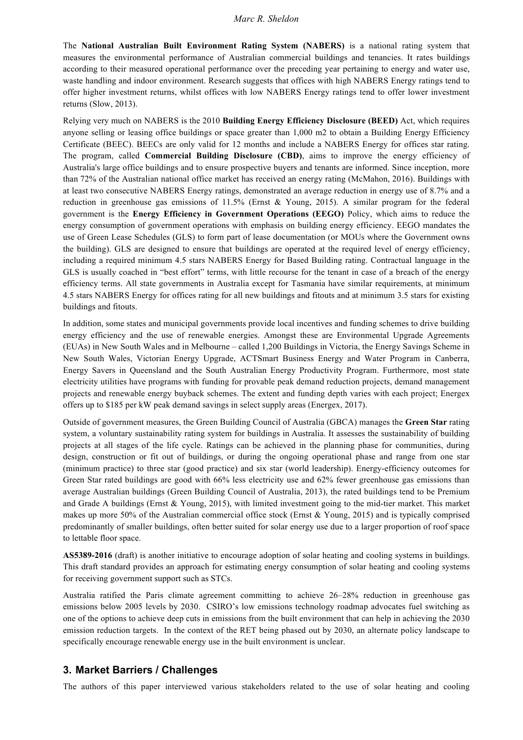The **National Australian Built Environment Rating System (NABERS)** is a national rating system that measures the environmental performance of Australian commercial buildings and tenancies. It rates buildings according to their measured operational performance over the preceding year pertaining to energy and water use, waste handling and indoor environment. Research suggests that offices with high NABERS Energy ratings tend to offer higher investment returns, whilst offices with low NABERS Energy ratings tend to offer lower investment returns (Slow, 2013).

Relying very much on NABERS is the 2010 **Building Energy Efficiency Disclosure (BEED)** Act, which requires anyone selling or leasing office buildings or space greater than 1,000 m2 to obtain a Building Energy Efficiency Certificate (BEEC). BEECs are only valid for 12 months and include a NABERS Energy for offices star rating. The program, called **Commercial Building Disclosure (CBD)**, aims to improve the energy efficiency of Australia's large office buildings and to ensure prospective buyers and tenants are informed. Since inception, more than 72% of the Australian national office market has received an energy rating (McMahon, 2016). Buildings with at least two consecutive NABERS Energy ratings, demonstrated an average reduction in energy use of 8.7% and a reduction in greenhouse gas emissions of 11.5% (Ernst & Young, 2015). A similar program for the federal government is the **Energy Efficiency in Government Operations (EEGO)** Policy, which aims to reduce the energy consumption of government operations with emphasis on building energy efficiency. EEGO mandates the use of Green Lease Schedules (GLS) to form part of lease documentation (or MOUs where the Government owns the building). GLS are designed to ensure that buildings are operated at the required level of energy efficiency, including a required minimum 4.5 stars NABERS Energy for Based Building rating. Contractual language in the GLS is usually coached in "best effort" terms, with little recourse for the tenant in case of a breach of the energy efficiency terms. All state governments in Australia except for Tasmania have similar requirements, at minimum 4.5 stars NABERS Energy for offices rating for all new buildings and fitouts and at minimum 3.5 stars for existing buildings and fitouts.

In addition, some states and municipal governments provide local incentives and funding schemes to drive building energy efficiency and the use of renewable energies. Amongst these are Environmental Upgrade Agreements (EUAs) in New South Wales and in Melbourne – called 1,200 Buildings in Victoria, the Energy Savings Scheme in New South Wales, Victorian Energy Upgrade, ACTSmart Business Energy and Water Program in Canberra, Energy Savers in Queensland and the South Australian Energy Productivity Program. Furthermore, most state electricity utilities have programs with funding for provable peak demand reduction projects, demand management projects and renewable energy buyback schemes. The extent and funding depth varies with each project; Energex offers up to $185 per kW peak demand savings in select supply areas (Energex, 2017).

Outside of government measures, the Green Building Council of Australia (GBCA) manages the **Green Star** rating system, a voluntary sustainability rating system for buildings in Australia. It assesses the sustainability of building projects at all stages of the life cycle. Ratings can be achieved in the planning phase for communities, during design, construction or fit out of buildings, or during the ongoing operational phase and range from one star (minimum practice) to three star (good practice) and six star (world leadership). Energy-efficiency outcomes for Green Star rated buildings are good with 66% less electricity use and 62% fewer greenhouse gas emissions than average Australian buildings (Green Building Council of Australia, 2013), the rated buildings tend to be Premium and Grade A buildings (Ernst & Young, 2015), with limited investment going to the mid-tier market. This market makes up more 50% of the Australian commercial office stock (Ernst & Young, 2015) and is typically comprised predominantly of smaller buildings, often better suited for solar energy use due to a larger proportion of roof space to lettable floor space.

**AS5389-2016** (draft) is another initiative to encourage adoption of solar heating and cooling systems in buildings. This draft standard provides an approach for estimating energy consumption of solar heating and cooling systems for receiving government support such as STCs.

Australia ratified the Paris climate agreement committing to achieve 26–28% reduction in greenhouse gas emissions below 2005 levels by 2030. CSIRO's low emissions technology roadmap advocates fuel switching as one of the options to achieve deep cuts in emissions from the built environment that can help in achieving the 2030 emission reduction targets. In the context of the RET being phased out by 2030, an alternate policy landscape to specifically encourage renewable energy use in the built environment is unclear.

## 3. Market Barriers / Challenges

The authors of this paper interviewed various stakeholders related to the use of solar heating and cooling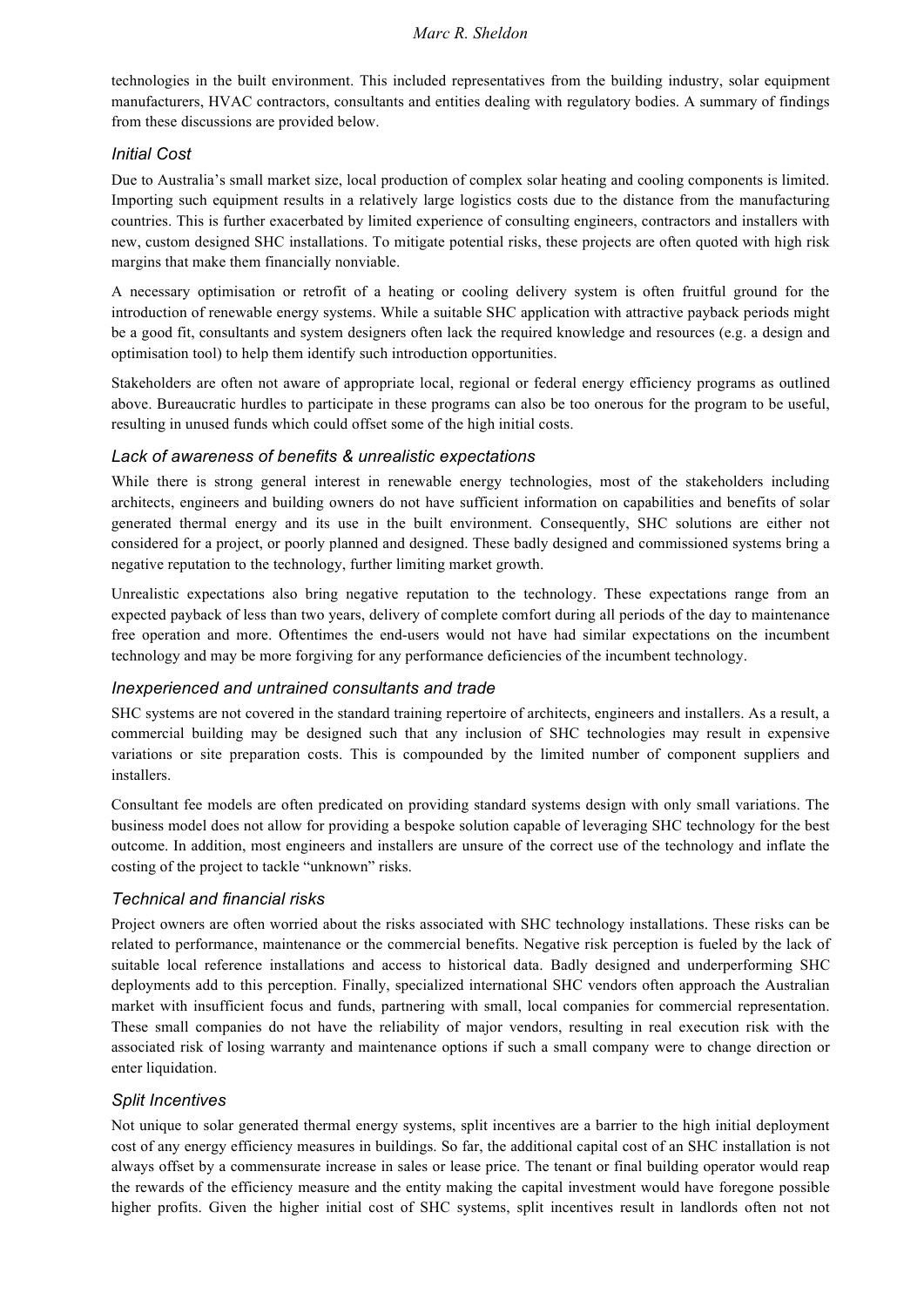technologies in the built environment. This included representatives from the building industry, solar equipment manufacturers, HVAC contractors, consultants and entities dealing with regulatory bodies. A summary of findings from these discussions are provided below.

### *Initial Cost*

Due to Australia's small market size, local production of complex solar heating and cooling components is limited. Importing such equipment results in a relatively large logistics costs due to the distance from the manufacturing countries. This is further exacerbated by limited experience of consulting engineers, contractors and installers with new, custom designed SHC installations. To mitigate potential risks, these projects are often quoted with high risk margins that make them financially nonviable.

A necessary optimisation or retrofit of a heating or cooling delivery system is often fruitful ground for the introduction of renewable energy systems. While a suitable SHC application with attractive payback periods might be a good fit, consultants and system designers often lack the required knowledge and resources (e.g. a design and optimisation tool) to help them identify such introduction opportunities.

Stakeholders are often not aware of appropriate local, regional or federal energy efficiency programs as outlined above. Bureaucratic hurdles to participate in these programs can also be too onerous for the program to be useful, resulting in unused funds which could offset some of the high initial costs.

### *Lack of awareness of benefits & unrealistic expectations*

While there is strong general interest in renewable energy technologies, most of the stakeholders including architects, engineers and building owners do not have sufficient information on capabilities and benefits of solar generated thermal energy and its use in the built environment. Consequently, SHC solutions are either not considered for a project, or poorly planned and designed. These badly designed and commissioned systems bring a negative reputation to the technology, further limiting market growth.

Unrealistic expectations also bring negative reputation to the technology. These expectations range from an expected payback of less than two years, delivery of complete comfort during all periods of the day to maintenance free operation and more. Oftentimes the end-users would not have had similar expectations on the incumbent technology and may be more forgiving for any performance deficiencies of the incumbent technology.

### *Inexperienced and untrained consultants and trade*

SHC systems are not covered in the standard training repertoire of architects, engineers and installers. As a result, a commercial building may be designed such that any inclusion of SHC technologies may result in expensive variations or site preparation costs. This is compounded by the limited number of component suppliers and installers.

Consultant fee models are often predicated on providing standard systems design with only small variations. The business model does not allow for providing a bespoke solution capable of leveraging SHC technology for the best outcome. In addition, most engineers and installers are unsure of the correct use of the technology and inflate the costing of the project to tackle "unknown" risks.

### *Technical and financial risks*

Project owners are often worried about the risks associated with SHC technology installations. These risks can be related to performance, maintenance or the commercial benefits. Negative risk perception is fueled by the lack of suitable local reference installations and access to historical data. Badly designed and underperforming SHC deployments add to this perception. Finally, specialized international SHC vendors often approach the Australian market with insufficient focus and funds, partnering with small, local companies for commercial representation. These small companies do not have the reliability of major vendors, resulting in real execution risk with the associated risk of losing warranty and maintenance options if such a small company were to change direction or enter liquidation.

### *Split Incentives*

Not unique to solar generated thermal energy systems, split incentives are a barrier to the high initial deployment cost of any energy efficiency measures in buildings. So far, the additional capital cost of an SHC installation is not always offset by a commensurate increase in sales or lease price. The tenant or final building operator would reap the rewards of the efficiency measure and the entity making the capital investment would have foregone possible higher profits. Given the higher initial cost of SHC systems, split incentives result in landlords often not not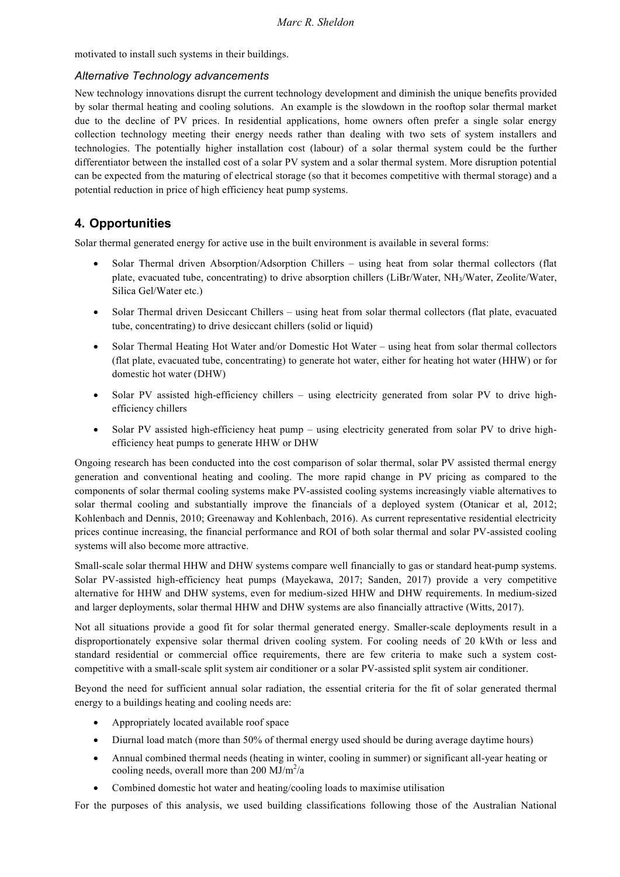motivated to install such systems in their buildings.

### *Alternative Technology advancements*

New technology innovations disrupt the current technology development and diminish the unique benefits provided by solar thermal heating and cooling solutions. An example is the slowdown in the rooftop solar thermal market due to the decline of PV prices. In residential applications, home owners often prefer a single solar energy collection technology meeting their energy needs rather than dealing with two sets of system installers and technologies. The potentially higher installation cost (labour) of a solar thermal system could be the further differentiator between the installed cost of a solar PV system and a solar thermal system. More disruption potential can be expected from the maturing of electrical storage (so that it becomes competitive with thermal storage) and a potential reduction in price of high efficiency heat pump systems.

## 4. Opportunities

Solar thermal generated energy for active use in the built environment is available in several forms:

- Solar Thermal driven Absorption/Adsorption Chillers – using heat from solar thermal collectors (flat plate, evacuated tube, concentrating) to drive absorption chillers (LiBr/Water, $NH_3$/Water, Zeolite/Water, Silica Gel/Water etc.)
- Solar Thermal driven Desiccant Chillers – using heat from solar thermal collectors (flat plate, evacuated tube, concentrating) to drive desiccant chillers (solid or liquid)
- Solar Thermal Heating Hot Water and/or Domestic Hot Water – using heat from solar thermal collectors (flat plate, evacuated tube, concentrating) to generate hot water, either for heating hot water (HHW) or for domestic hot water (DHW)
- Solar PV assisted high-efficiency chillers – using electricity generated from solar PV to drive high-efficiency chillers
- Solar PV assisted high-efficiency heat pump – using electricity generated from solar PV to drive high-efficiency heat pumps to generate HHW or DHW

Ongoing research has been conducted into the cost comparison of solar thermal, solar PV assisted thermal energy generation and conventional heating and cooling. The more rapid change in PV pricing as compared to the components of solar thermal cooling systems make PV-assisted cooling systems increasingly viable alternatives to solar thermal cooling and substantially improve the financials of a deployed system (Otanicar et al, 2012; Kohlenbach and Dennis, 2010; Greenaway and Kohlenbach, 2016). As current representative residential electricity prices continue increasing, the financial performance and ROI of both solar thermal and solar PV-assisted cooling systems will also become more attractive.

Small-scale solar thermal HHW and DHW systems compare well financially to gas or standard heat-pump systems. Solar PV-assisted high-efficiency heat pumps (Mayekawa, 2017; Sanden, 2017) provide a very competitive alternative for HHW and DHW systems, even for medium-sized HHW and DHW requirements. In medium-sized and larger deployments, solar thermal HHW and DHW systems are also financially attractive (Witts, 2017).

Not all situations provide a good fit for solar thermal generated energy. Smaller-scale deployments result in a disproportionately expensive solar thermal driven cooling system. For cooling needs of 20 kWth or less and standard residential or commercial office requirements, there are few criteria to make such a system cost-competitive with a small-scale split system air conditioner or a solar PV-assisted split system air conditioner.

Beyond the need for sufficient annual solar radiation, the essential criteria for the fit of solar generated thermal energy to a buildings heating and cooling needs are:

- Appropriately located available roof space
- Diurnal load match (more than 50% of thermal energy used should be during average daytime hours)
- Annual combined thermal needs (heating in winter, cooling in summer) or significant all-year heating or cooling needs, overall more than 200 $MJ/m^2/a$
- Combined domestic hot water and heating/cooling loads to maximise utilisation

For the purposes of this analysis, we used building classifications following those of the Australian National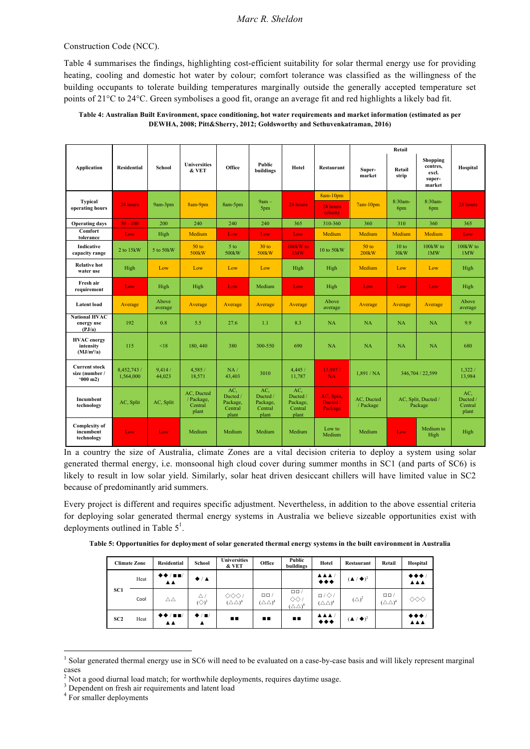Construction Code (NCC).

Table 4 summarises the findings, highlighting cost-efficient suitability for solar thermal energy use for providing heating, cooling and domestic hot water by colour; comfort tolerance was classified as the willingness of the building occupants to tolerate building temperatures marginally outside the generally accepted temperature set points of 21°C to 24°C. Green symbolises a good fit, orange an average fit and red highlights a likely bad fit.

**Table 4: Australian Built Environment, space conditioning, hot water requirements and market information (estimated as per DEWHA, 2008; Pitt&Sherry, 2012; Goldsworthy and Sethuvenkatraman, 2016)**

| Application | Residential | School | Universities & VET | Office | Public buildings | Hotel | Restaurant | Retail | | | Hospital |
|---|---|---|---|---|---|---|---|---|---|---|---|
| | | | | | | | | Super-market | Retail strip | Shopping centres, excl. super-market | |
| Typical operating hours | 24 hours | 9am-3pm | 8am-9pm | 8am-5pm | 9am – 5pm | 24 hours | 8am-10pm / 24 hours (chain) | 7am-10pm | 8:30am-6pm | 8:30am-6pm | 24 hours |
| Operating days | 50 - 100 | 200 | 240 | 240 | 240 | 365 | 310-360 | 360 | 310 | 360 | 365 |
| Comfort tolerance | Low | High | Medium | Low | Low | Low | Medium | Medium | Medium | Medium | Low |
| Indicative capacity range | 2 to 15kW | 5 to 50kW | 50 to 500kW | 5 to 500kW | 30 to 500kW | 100kW to 1MW | 10 to 50kW | 50 to 200kW | 10 to 30kW | 100kW to 1MW | 100kW to 1MW |
| Relative hot water use | High | Low | Low | Low | Low | High | High | Medium | Low | Low | High |
| Fresh air requirement | Low | High | High | Low | Medium | Low | High | Low | Low | Low | High |
| Latent load | Average | Above average | Average | Average | Average | Average | Above average | Average | Average | Average | Above average |
| National HVAC energy use (PJ/a) | 192 | 0.8 | 5.5 | 27.6 | 1.1 | 8.3 | NA | NA | NA | NA | 9.9 |
| HVAC energy intensity (MJ/m²/a) | 115 | <18 | 180, 440 | 380 | 300-550 | 690 | NA | NA | NA | NA | 680 |
| Current stock size (number / '000 m2) | 8,452,743 / 1,564,000 | 9,414 / 44,023 | 4,585 / 18,571 | NA / 43,403 | 3010 | 4,445 / 11,787 | 13,987 / NA | 1,891 / NA | 346,704 / 22,599 | | 1,322 / 13,984 |
| Incumbent technology | AC, Split | AC, Split | AC, Ducted / Package, Central plant | AC, Ducted / Package, Central plant | AC, Ducted / Package, Central plant | AC, Ducted / Package, Central plant | AC, Split, Ducted / Package | AC, Ducted / Package | AC, Split, Ducted / Package | | AC, Ducted / Central plant |
| Complexity of incumbent technology | Low | Low | Medium | Medium | Medium | Medium | Low to Medium | Medium | Low | Medium to High | High |

In a country the size of Australia, climate Zones are a vital decision criteria to deploy a system using solar generated thermal energy, i.e. monsoonal high cloud cover during summer months in SC1 (and parts of SC6) is likely to result in low solar yield. Similarly, solar heat driven desiccant chillers will have limited value in SC2 because of predominantly arid summers.

Every project is different and requires specific adjustment. Nevertheless, in addition to the above essential criteria for deploying solar generated thermal energy systems in Australia we believe sizeable opportunities exist with deployments outlined in Table 5[1].

**Table 5: Opportunities for deployment of solar generated thermal energy systems in the built environment in Australia**

| Climate Zone | | Residential | School | Universities & VET | Office | Public buildings | Hotel | Restaurant | Retail | Hospital |
|---|---|---|---|---|---|---|---|---|---|---|
| SC1 | Heat | ◆◆ / ■■/ ▲▲ | ◆ / ▲ | | | | ▲▲▲ / ◆◆◆ | (▲ / ◆)[2] | | ◆◆◆ / ▲▲▲ |
| | Cool | △△ | △ / (◇)[3] | ◇◇◇ / (△△)[4] | □□ / (△△)[4] | □□ / ◇◇ / (△△)[4] | □ / ◇ / (△△)[4] | (△)[2] | □□ / (△△)[4] | ◇◇◇ |
| SC2 | Heat | ◆◆ / ■■/ ▲▲ | ◆ / ■/ ▲ | ■■ | ■■ | ■■ | ▲▲▲ / ◆◆◆ | (▲ / ◆)[2] | | ◆◆◆ / ▲▲▲ |

[1] Solar generated thermal energy use in SC6 will need to be evaluated on a case-by-case basis and will likely represent marginal cases

[2] Not a good diurnal load match; for worthwhile deployments, requires daytime usage.

[3] Dependent on fresh air requirements and latent load

[4] For smaller deployments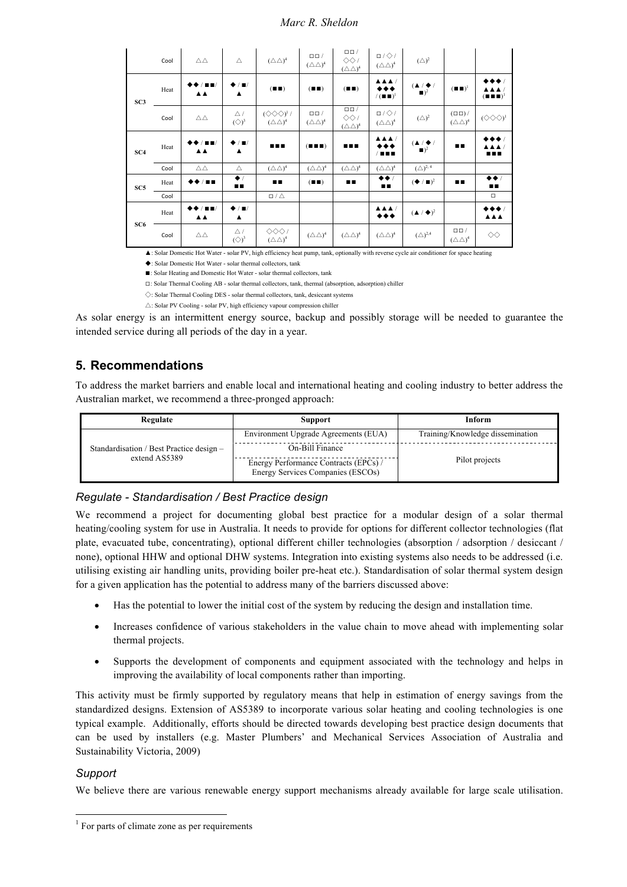| | | | | | | | | | | |
|---|---|---|---|---|---|---|---|---|---|---|
| | Cool | △△ | △ | (△△)[4] | □□ / (△△)[4] | □□ / ◇◇ / (△△)[4] | □ / ◇ / (△△)[4] | (△)[2] | | |
| SC3 | Heat | ◆◆ / ■■/ ▲▲ | ◆ / ■/ ▲ | (■■) | (■■) | (■■) | ▲▲▲ / ◆◆◆ / (■■)[1] | (▲ / ◆ / ■)[2] | (■■)[1] | ◆◆◆ / ▲▲▲ / (■■■)[1] |
| | Cool | △△ | △ / (◇)[3] | (◇◇◇)[1] / (△△)[4] | □□ / (△△)[4] | □□ / ◇◇ / (△△)[4] | □ / ◇ / (△△)[4] | (△)[2] | (□□) / (△△)[4] | (◇◇◇)[1] |
| SC4 | Heat | ◆◆ / ■■/ ▲▲ | ◆ / ■/ ▲ | ■■■ | (■■■) | ■■■ | ▲▲▲ / ◆◆◆ / ■■■ | (▲ / ◆ / ■)[2] | ■■ | ◆◆◆ / ▲▲▲ / ■■■ |
| | Cool | △△ | △ | (△△)[4] | (△△)[4] | (△△)[4] | (△△)[4] | (△)[2, 4] | | |
| SC5 | Heat | ◆◆ / ■■ | ◆ / ■■ | ■■ | (■■) | ■■ | ◆◆ / ■■ | (◆ / ■)[2] | ■■ | ◆◆ / ■■ |
| | Cool | | | □ / △ | | | | | | □ |
| SC6 | Heat | ◆◆ / ■■/ ▲▲ | ◆ / ■/ ▲ | | | | ▲▲▲ / ◆◆◆ | (▲ / ◆)[2] | | ◆◆◆ / ▲▲▲ |
| | Cool | △△ | △ / (◇)[3] | ◇◇◇ / (△△)[4] | (△△)[4] | (△△)[4] | (△△)[4] | (△)[2,4] | □□ / (△△)[4] | ◇◇ |

▲: Solar Domestic Hot Water - solar PV, high efficiency heat pump, tank, optionally with reverse cycle air conditioner for space heating

◆: Solar Domestic Hot Water - solar thermal collectors, tank

■: Solar Heating and Domestic Hot Water - solar thermal collectors, tank

□: Solar Thermal Cooling AB - solar thermal collectors, tank, thermal (absorption, adsorption) chiller

◇: Solar Thermal Cooling DES - solar thermal collectors, tank, desiccant systems

△: Solar PV Cooling - solar PV, high efficiency vapour compression chiller

As solar energy is an intermittent energy source, backup and possibly storage will be needed to guarantee the intended service during all periods of the day in a year.

## 5. Recommendations

To address the market barriers and enable local and international heating and cooling industry to better address the Australian market, we recommend a three-pronged approach:

| Regulate | Support | Inform |
|---|---|---|
| Standardisation / Best Practice design – extend AS5389 | Environment Upgrade Agreements (EUA) | Training/Knowledge dissemination |
| | On-Bill Finance | Pilot projects |
| | Energy Performance Contracts (EPCs) / Energy Services Companies (ESCOs) | |

### *Regulate - Standardisation / Best Practice design*

We recommend a project for documenting global best practice for a modular design of a solar thermal heating/cooling system for use in Australia. It needs to provide for options for different collector technologies (flat plate, evacuated tube, concentrating), optional different chiller technologies (absorption / adsorption / desiccant / none), optional HHW and optional DHW systems. Integration into existing systems also needs to be addressed (i.e. utilising existing air handling units, providing boiler pre-heat etc.). Standardisation of solar thermal system design for a given application has the potential to address many of the barriers discussed above:

- Has the potential to lower the initial cost of the system by reducing the design and installation time.
- Increases confidence of various stakeholders in the value chain to move ahead with implementing solar thermal projects.
- Supports the development of components and equipment associated with the technology and helps in improving the availability of local components rather than importing.

This activity must be firmly supported by regulatory means that help in estimation of energy savings from the standardized designs. Extension of AS5389 to incorporate various solar heating and cooling technologies is one typical example. Additionally, efforts should be directed towards developing best practice design documents that can be used by installers (e.g. Master Plumbers' and Mechanical Services Association of Australia and Sustainability Victoria, 2009)

### *Support*

We believe there are various renewable energy support mechanisms already available for large scale utilisation.

[1] For parts of climate zone as per requirements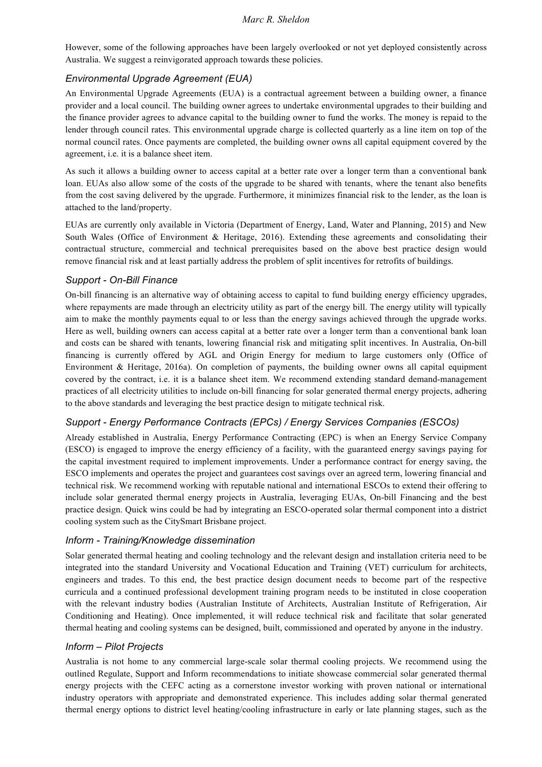However, some of the following approaches have been largely overlooked or not yet deployed consistently across Australia. We suggest a reinvigorated approach towards these policies.

### *Environmental Upgrade Agreement (EUA)*

An Environmental Upgrade Agreements (EUA) is a contractual agreement between a building owner, a finance provider and a local council. The building owner agrees to undertake environmental upgrades to their building and the finance provider agrees to advance capital to the building owner to fund the works. The money is repaid to the lender through council rates. This environmental upgrade charge is collected quarterly as a line item on top of the normal council rates. Once payments are completed, the building owner owns all capital equipment covered by the agreement, i.e. it is a balance sheet item.

As such it allows a building owner to access capital at a better rate over a longer term than a conventional bank loan. EUAs also allow some of the costs of the upgrade to be shared with tenants, where the tenant also benefits from the cost saving delivered by the upgrade. Furthermore, it minimizes financial risk to the lender, as the loan is attached to the land/property.

EUAs are currently only available in Victoria (Department of Energy, Land, Water and Planning, 2015) and New South Wales (Office of Environment & Heritage, 2016). Extending these agreements and consolidating their contractual structure, commercial and technical prerequisites based on the above best practice design would remove financial risk and at least partially address the problem of split incentives for retrofits of buildings.

### *Support - On-Bill Finance*

On-bill financing is an alternative way of obtaining access to capital to fund building energy efficiency upgrades, where repayments are made through an electricity utility as part of the energy bill. The energy utility will typically aim to make the monthly payments equal to or less than the energy savings achieved through the upgrade works. Here as well, building owners can access capital at a better rate over a longer term than a conventional bank loan and costs can be shared with tenants, lowering financial risk and mitigating split incentives. In Australia, On-bill financing is currently offered by AGL and Origin Energy for medium to large customers only (Office of Environment & Heritage, 2016a). On completion of payments, the building owner owns all capital equipment covered by the contract, i.e. it is a balance sheet item. We recommend extending standard demand-management practices of all electricity utilities to include on-bill financing for solar generated thermal energy projects, adhering to the above standards and leveraging the best practice design to mitigate technical risk.

### *Support - Energy Performance Contracts (EPCs) / Energy Services Companies (ESCOs)*

Already established in Australia, Energy Performance Contracting (EPC) is when an Energy Service Company (ESCO) is engaged to improve the energy efficiency of a facility, with the guaranteed energy savings paying for the capital investment required to implement improvements. Under a performance contract for energy saving, the ESCO implements and operates the project and guarantees cost savings over an agreed term, lowering financial and technical risk. We recommend working with reputable national and international ESCOs to extend their offering to include solar generated thermal energy projects in Australia, leveraging EUAs, On-bill Financing and the best practice design. Quick wins could be had by integrating an ESCO-operated solar thermal component into a district cooling system such as the CitySmart Brisbane project.

### *Inform - Training/Knowledge dissemination*

Solar generated thermal heating and cooling technology and the relevant design and installation criteria need to be integrated into the standard University and Vocational Education and Training (VET) curriculum for architects, engineers and trades. To this end, the best practice design document needs to become part of the respective curricula and a continued professional development training program needs to be instituted in close cooperation with the relevant industry bodies (Australian Institute of Architects, Australian Institute of Refrigeration, Air Conditioning and Heating). Once implemented, it will reduce technical risk and facilitate that solar generated thermal heating and cooling systems can be designed, built, commissioned and operated by anyone in the industry.

### *Inform – Pilot Projects*

Australia is not home to any commercial large-scale solar thermal cooling projects. We recommend using the outlined Regulate, Support and Inform recommendations to initiate showcase commercial solar generated thermal energy projects with the CEFC acting as a cornerstone investor working with proven national or international industry operators with appropriate and demonstrated experience. This includes adding solar thermal generated thermal energy options to district level heating/cooling infrastructure in early or late planning stages, such as the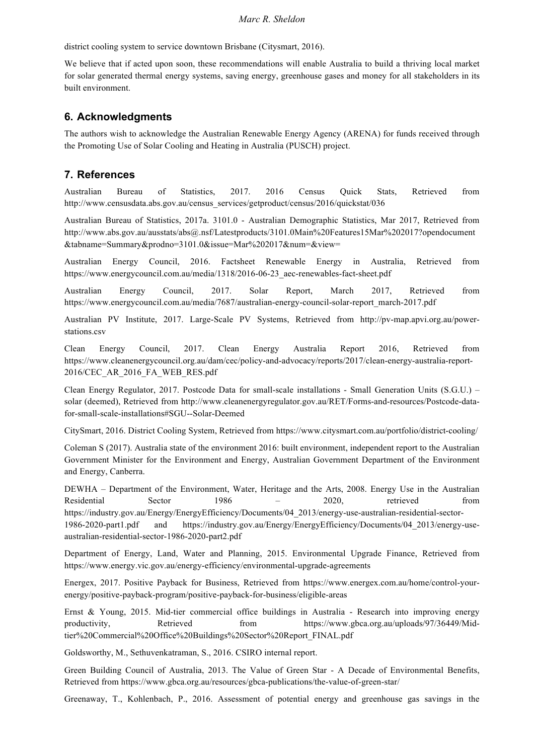district cooling system to service downtown Brisbane (Citysmart, 2016).

We believe that if acted upon soon, these recommendations will enable Australia to build a thriving local market for solar generated thermal energy systems, saving energy, greenhouse gases and money for all stakeholders in its built environment.

## 6. Acknowledgments

The authors wish to acknowledge the Australian Renewable Energy Agency (ARENA) for funds received through the Promoting Use of Solar Cooling and Heating in Australia (PUSCH) project.

## 7. References

Australian Bureau of Statistics, 2017. 2016 Census Quick Stats, Retrieved from http://www.censusdata.abs.gov.au/census_services/getproduct/census/2016/quickstat/036

Australian Bureau of Statistics, 2017a. 3101.0 - Australian Demographic Statistics, Mar 2017, Retrieved from http://www.abs.gov.au/ausstats/abs@.nsf/Latestproducts/3101.0Main%20Features15Mar%202017?opendocument&tabname=Summary&prodno=3101.0&issue=Mar%202017&num=&view=

Australian Energy Council, 2016. Factsheet Renewable Energy in Australia, Retrieved from https://www.energycouncil.com.au/media/1318/2016-06-23_aec-renewables-fact-sheet.pdf

Australian Energy Council, 2017. Solar Report, March 2017, Retrieved from https://www.energycouncil.com.au/media/7687/australian-energy-council-solar-report_march-2017.pdf

Australian PV Institute, 2017. Large-Scale PV Systems, Retrieved from http://pv-map.apvi.org.au/power-stations.csv

Clean Energy Council, 2017. Clean Energy Australia Report 2016, Retrieved from https://www.cleanenergycouncil.org.au/dam/cec/policy-and-advocacy/reports/2017/clean-energy-australia-report-2016/CEC_AR_2016_FA_WEB_RES.pdf

Clean Energy Regulator, 2017. Postcode Data for small-scale installations - Small Generation Units (S.G.U.) – solar (deemed), Retrieved from http://www.cleanenergyregulator.gov.au/RET/Forms-and-resources/Postcode-data-for-small-scale-installations#SGU--Solar-Deemed

CitySmart, 2016. District Cooling System, Retrieved from https://www.citysmart.com.au/portfolio/district-cooling/

Coleman S (2017). Australia state of the environment 2016: built environment, independent report to the Australian Government Minister for the Environment and Energy, Australian Government Department of the Environment and Energy, Canberra.

DEWHA – Department of the Environment, Water, Heritage and the Arts, 2008. Energy Use in the Australian Residential Sector 1986 – 2020, retrieved from https://industry.gov.au/Energy/EnergyEfficiency/Documents/04_2013/energy-use-australian-residential-sector-1986-2020-part1.pdf and https://industry.gov.au/Energy/EnergyEfficiency/Documents/04_2013/energy-use-australian-residential-sector-1986-2020-part2.pdf

Department of Energy, Land, Water and Planning, 2015. Environmental Upgrade Finance, Retrieved from https://www.energy.vic.gov.au/energy-efficiency/environmental-upgrade-agreements

Energex, 2017. Positive Payback for Business, Retrieved from https://www.energex.com.au/home/control-your-energy/positive-payback-program/positive-payback-for-business/eligible-areas

Ernst & Young, 2015. Mid-tier commercial office buildings in Australia - Research into improving energy productivity, Retrieved from https://www.gbca.org.au/uploads/97/36449/Mid-tier%20Commercial%20Office%20Buildings%20Sector%20Report_FINAL.pdf

Goldsworthy, M., Sethuvenkatraman, S., 2016. CSIRO internal report.

Green Building Council of Australia, 2013. The Value of Green Star - A Decade of Environmental Benefits, Retrieved from https://www.gbca.org.au/resources/gbca-publications/the-value-of-green-star/

Greenaway, T., Kohlenbach, P., 2016. Assessment of potential energy and greenhouse gas savings in the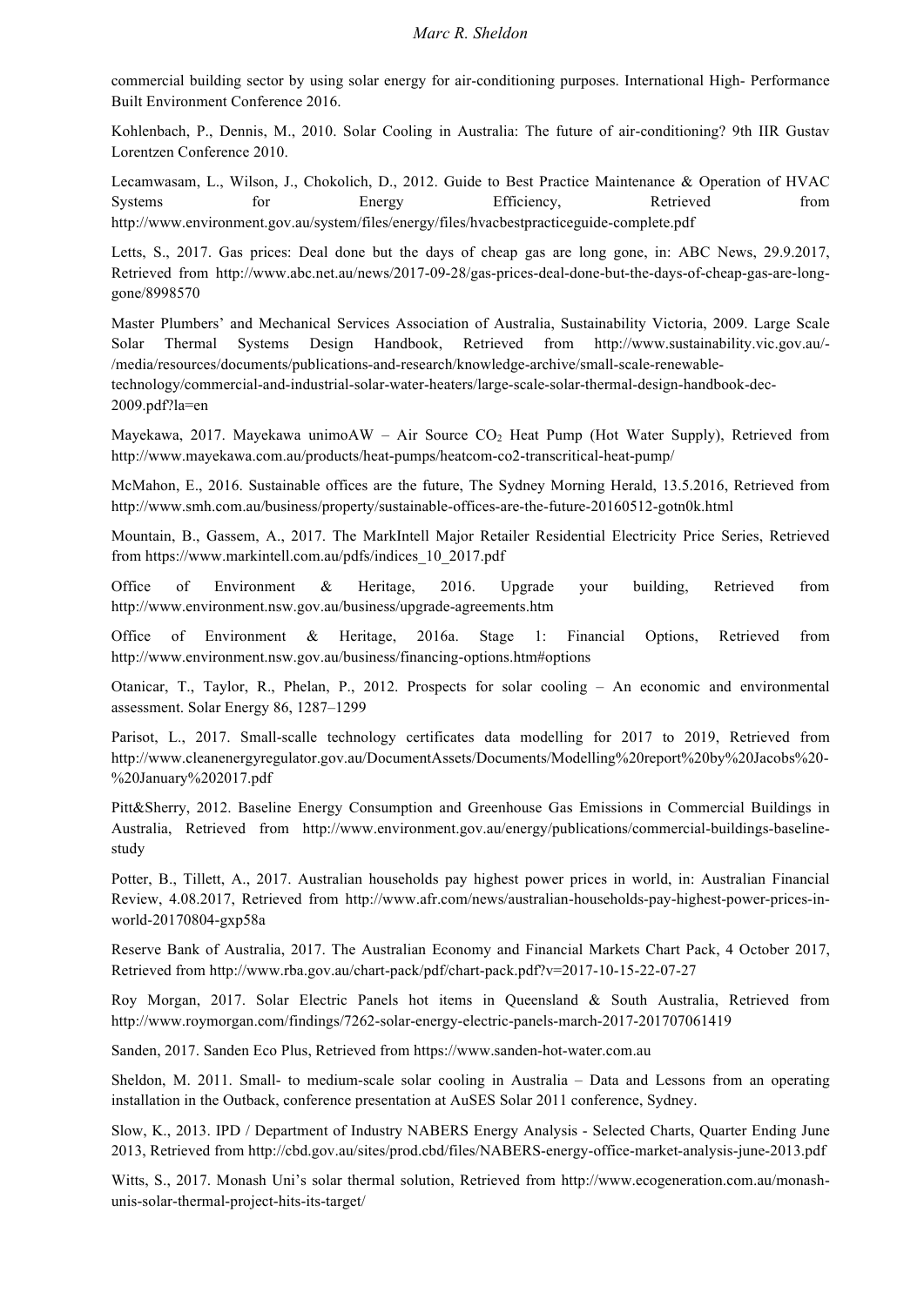commercial building sector by using solar energy for air-conditioning purposes. International High- Performance Built Environment Conference 2016.

Kohlenbach, P., Dennis, M., 2010. Solar Cooling in Australia: The future of air-conditioning? 9th IIR Gustav Lorentzen Conference 2010.

Lecamwasam, L., Wilson, J., Chokolich, D., 2012. Guide to Best Practice Maintenance & Operation of HVAC Systems for Energy Efficiency, Retrieved from http://www.environment.gov.au/system/files/energy/files/hvacbestpracticeguide-complete.pdf

Letts, S., 2017. Gas prices: Deal done but the days of cheap gas are long gone, in: ABC News, 29.9.2017, Retrieved from http://www.abc.net.au/news/2017-09-28/gas-prices-deal-done-but-the-days-of-cheap-gas-are-long-gone/8998570

Master Plumbers' and Mechanical Services Association of Australia, Sustainability Victoria, 2009. Large Scale Solar Thermal Systems Design Handbook, Retrieved from http://www.sustainability.vic.gov.au/-/media/resources/documents/publications-and-research/knowledge-archive/small-scale-renewable-technology/commercial-and-industrial-solar-water-heaters/large-scale-solar-thermal-design-handbook-dec-2009.pdf?la=en

Mayekawa, 2017. Mayekawa unimoAW – Air Source $CO_2$ Heat Pump (Hot Water Supply), Retrieved from http://www.mayekawa.com.au/products/heat-pumps/heatcom-co2-transcritical-heat-pump/

McMahon, E., 2016. Sustainable offices are the future, The Sydney Morning Herald, 13.5.2016, Retrieved from http://www.smh.com.au/business/property/sustainable-offices-are-the-future-20160512-gotn0k.html

Mountain, B., Gassem, A., 2017. The MarkIntell Major Retailer Residential Electricity Price Series, Retrieved from https://www.markintell.com.au/pdfs/indices_10_2017.pdf

Office of Environment & Heritage, 2016. Upgrade your building, Retrieved from http://www.environment.nsw.gov.au/business/upgrade-agreements.htm

Office of Environment & Heritage, 2016a. Stage 1: Financial Options, Retrieved from http://www.environment.nsw.gov.au/business/financing-options.htm#options

Otanicar, T., Taylor, R., Phelan, P., 2012. Prospects for solar cooling – An economic and environmental assessment. Solar Energy 86, 1287–1299

Parisot, L., 2017. Small-scalle technology certificates data modelling for 2017 to 2019, Retrieved from http://www.cleanenergyregulator.gov.au/DocumentAssets/Documents/Modelling%20report%20by%20Jacobs%20-%20January%202017.pdf

Pitt&Sherry, 2012. Baseline Energy Consumption and Greenhouse Gas Emissions in Commercial Buildings in Australia, Retrieved from http://www.environment.gov.au/energy/publications/commercial-buildings-baseline-study

Potter, B., Tillett, A., 2017. Australian households pay highest power prices in world, in: Australian Financial Review, 4.08.2017, Retrieved from http://www.afr.com/news/australian-households-pay-highest-power-prices-in-world-20170804-gxp58a

Reserve Bank of Australia, 2017. The Australian Economy and Financial Markets Chart Pack, 4 October 2017, Retrieved from http://www.rba.gov.au/chart-pack/pdf/chart-pack.pdf?v=2017-10-15-22-07-27

Roy Morgan, 2017. Solar Electric Panels hot items in Queensland & South Australia, Retrieved from http://www.roymorgan.com/findings/7262-solar-energy-electric-panels-march-2017-201707061419

Sanden, 2017. Sanden Eco Plus, Retrieved from https://www.sanden-hot-water.com.au

Sheldon, M. 2011. Small- to medium-scale solar cooling in Australia – Data and Lessons from an operating installation in the Outback, conference presentation at AuSES Solar 2011 conference, Sydney.

Slow, K., 2013. IPD / Department of Industry NABERS Energy Analysis - Selected Charts, Quarter Ending June 2013, Retrieved from http://cbd.gov.au/sites/prod.cbd/files/NABERS-energy-office-market-analysis-june-2013.pdf

Witts, S., 2017. Monash Uni's solar thermal solution, Retrieved from http://www.ecogeneration.com.au/monash-unis-solar-thermal-project-hits-its-target/